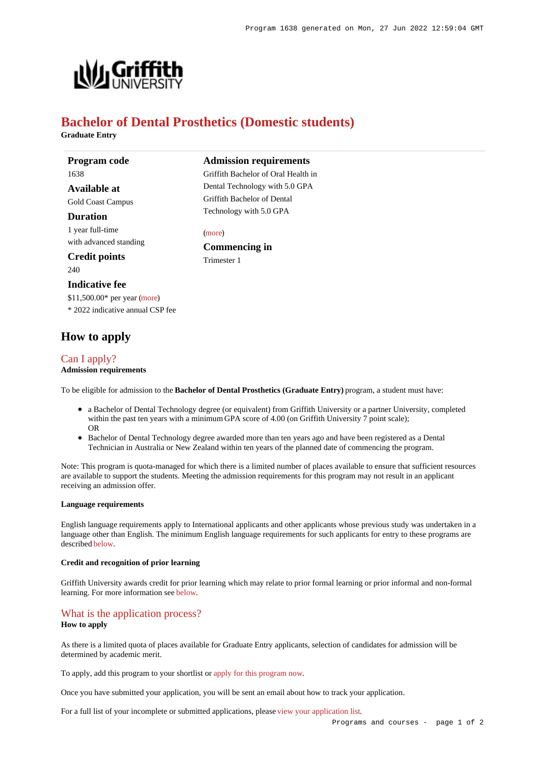# Bachelor of Dental Prosthetics (Domestic students)

**Graduate Entry**

### Program code

1638

### Available at

Gold Coast Campus

### Duration

1 year full-time
with advanced standing

### Credit points

240

### Indicative fee

$11,500.00* per year (more)
* 2022 indicative annual CSP fee

### Admission requirements

Griffith Bachelor of Oral Health in Dental Technology with 5.0 GPA
Griffith Bachelor of Dental Technology with 5.0 GPA

(more)

### Commencing in

Trimester 1

## How to apply

### Can I apply?

**Admission requirements**

To be eligible for admission to the **Bachelor of Dental Prosthetics (Graduate Entry)** program, a student must have:

- a Bachelor of Dental Technology degree (or equivalent) from Griffith University or a partner University, completed within the past ten years with a minimum GPA score of 4.00 (on Griffith University 7 point scale);
  OR
- Bachelor of Dental Technology degree awarded more than ten years ago and have been registered as a Dental Technician in Australia or New Zealand within ten years of the planned date of commencing the program.

Note: This program is quota-managed for which there is a limited number of places available to ensure that sufficient resources are available to support the students. Meeting the admission requirements for this program may not result in an applicant receiving an admission offer.

**Language requirements**

English language requirements apply to International applicants and other applicants whose previous study was undertaken in a language other than English. The minimum English language requirements for such applicants for entry to these programs are described below.

**Credit and recognition of prior learning**

Griffith University awards credit for prior learning which may relate to prior formal learning or prior informal and non-formal learning. For more information see below.

### What is the application process?

**How to apply**

As there is a limited quota of places available for Graduate Entry applicants, selection of candidates for admission will be determined by academic merit.

To apply, add this program to your shortlist or apply for this program now.

Once you have submitted your application, you will be sent an email about how to track your application.

For a full list of your incomplete or submitted applications, please view your application list.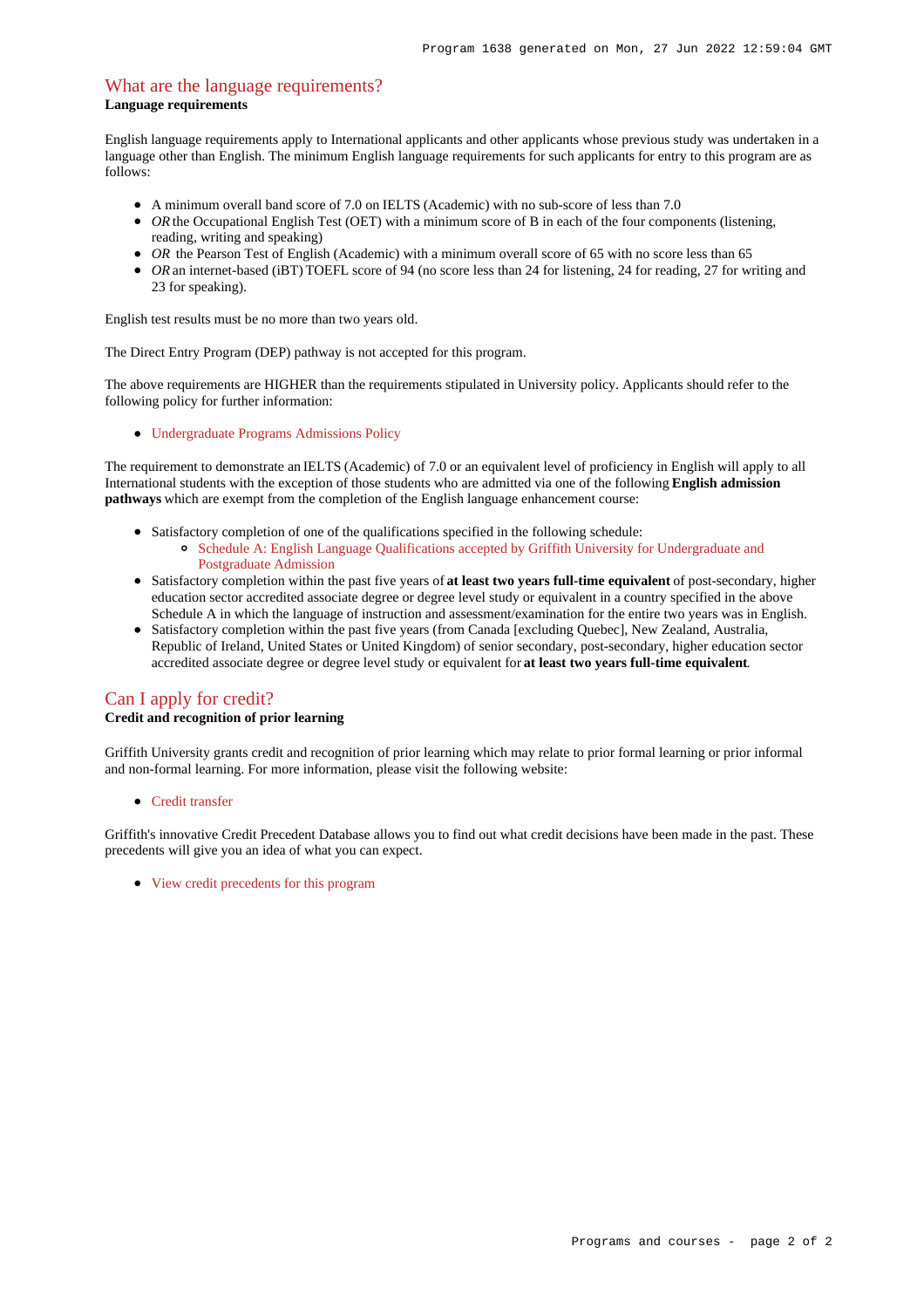## What are the language requirements?

**Language requirements**

English language requirements apply to International applicants and other applicants whose previous study was undertaken in a language other than English. The minimum English language requirements for such applicants for entry to this program are as follows:

- A minimum overall band score of 7.0 on IELTS (Academic) with no sub-score of less than 7.0
- *OR* the Occupational English Test (OET) with a minimum score of B in each of the four components (listening, reading, writing and speaking)
- *OR* the Pearson Test of English (Academic) with a minimum overall score of 65 with no score less than 65
- *OR* an internet-based (iBT) TOEFL score of 94 (no score less than 24 for listening, 24 for reading, 27 for writing and 23 for speaking).

English test results must be no more than two years old.

The Direct Entry Program (DEP) pathway is not accepted for this program.

The above requirements are HIGHER than the requirements stipulated in University policy. Applicants should refer to the following policy for further information:

- Undergraduate Programs Admissions Policy

The requirement to demonstrate an IELTS (Academic) of 7.0 or an equivalent level of proficiency in English will apply to all International students with the exception of those students who are admitted via one of the following **English admission pathways** which are exempt from the completion of the English language enhancement course:

- Satisfactory completion of one of the qualifications specified in the following schedule:
  - Schedule A: English Language Qualifications accepted by Griffith University for Undergraduate and Postgraduate Admission
- Satisfactory completion within the past five years of **at least two years full-time equivalent** of post-secondary, higher education sector accredited associate degree or degree level study or equivalent in a country specified in the above Schedule A in which the language of instruction and assessment/examination for the entire two years was in English.
- Satisfactory completion within the past five years (from Canada [excluding Quebec], New Zealand, Australia, Republic of Ireland, United States or United Kingdom) of senior secondary, post-secondary, higher education sector accredited associate degree or degree level study or equivalent for **at least two years full-time equivalent**.

## Can I apply for credit?

**Credit and recognition of prior learning**

Griffith University grants credit and recognition of prior learning which may relate to prior formal learning or prior informal and non-formal learning. For more information, please visit the following website:

- Credit transfer

Griffith's innovative Credit Precedent Database allows you to find out what credit decisions have been made in the past. These precedents will give you an idea of what you can expect.

- View credit precedents for this program